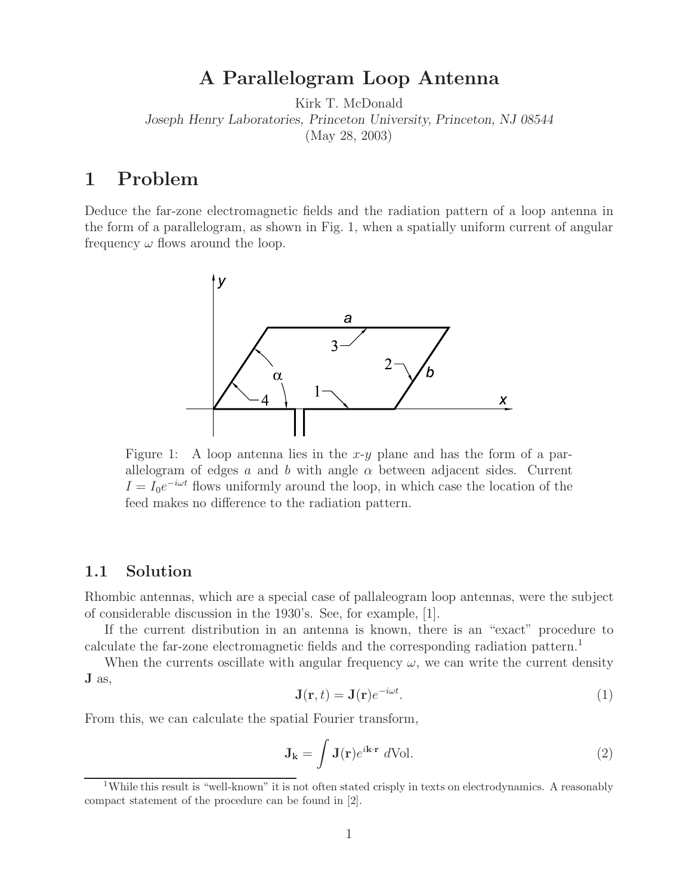# A Parallelogram Loop Antenna

Kirk T. McDonald

*Joseph Henry Laboratories, Princeton University, Princeton, NJ 08544*

(May 28, 2003)

# 1 Problem

Deduce the far-zone electromagnetic fields and the radiation pattern of a loop antenna in the form of a parallelogram, as shown in Fig. 1, when a spatially uniform current of angular frequency $\omega$ flows around the loop.

Figure 1: A loop antenna lies in the $x$-$y$ plane and has the form of a parallelogram of edges $a$ and $b$ with angle $\alpha$ between adjacent sides. Current $I = I_0 e^{-i\omega t}$ flows uniformly around the loop, in which case the location of the feed makes no difference to the radiation pattern.

## 1.1 Solution

Rhombic antennas, which are a special case of pallaleogram loop antennas, were the subject of considerable discussion in the 1930's. See, for example, [1].

If the current distribution in an antenna is known, there is an "exact" procedure to calculate the far-zone electromagnetic fields and the corresponding radiation pattern.[1]

When the currents oscillate with angular frequency $\omega$, we can write the current density $\mathbf{J}$ as,

$$\mathbf{J}(\mathbf{r}, t) = \mathbf{J}(\mathbf{r})e^{-i\omega t}. \tag{1}$$

From this, we can calculate the spatial Fourier transform,

$$\mathbf{J_k} = \int \mathbf{J}(\mathbf{r})e^{i\mathbf{k}\cdot\mathbf{r}} \, d\text{Vol}. \tag{2}$$

[1] While this result is "well-known" it is not often stated crisply in texts on electrodynamics. A reasonably compact statement of the procedure can be found in [2].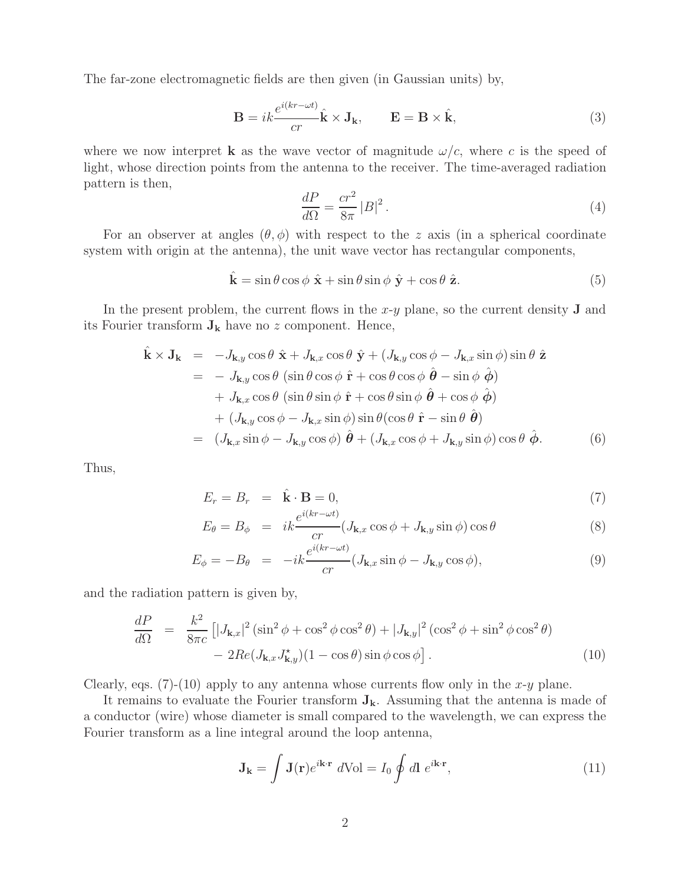The far-zone electromagnetic fields are then given (in Gaussian units) by,

$$
\mathbf{B} = ik\frac{e^{i(kr-\omega t)}}{cr}\hat{\mathbf{k}} \times \mathbf{J}_{\mathbf{k}}, \qquad \mathbf{E} = \mathbf{B} \times \hat{\mathbf{k}}, \tag{3}
$$

where we now interpret $\mathbf{k}$ as the wave vector of magnitude $\omega/c$, where $c$ is the speed of light, whose direction points from the antenna to the receiver. The time-averaged radiation pattern is then,

$$
\frac{dP}{d\Omega} = \frac{cr^2}{8\pi} |B|^2 . \tag{4}
$$

For an observer at angles $(\theta, \phi)$ with respect to the $z$ axis (in a spherical coordinate system with origin at the antenna), the unit wave vector has rectangular components,

$$
\hat{\mathbf{k}} = \sin\theta\cos\phi\ \hat{\mathbf{x}} + \sin\theta\sin\phi\ \hat{\mathbf{y}} + \cos\theta\ \hat{\mathbf{z}}. \tag{5}
$$

In the present problem, the current flows in the $x$-$y$ plane, so the current density $\mathbf{J}$ and its Fourier transform $\mathbf{J}_{\mathbf{k}}$ have no $z$ component. Hence,

$$
\begin{aligned}
\hat{\mathbf{k}} \times \mathbf{J}_{\mathbf{k}} &= -J_{\mathbf{k},y}\cos\theta\ \hat{\mathbf{x}} + J_{\mathbf{k},x}\cos\theta\ \hat{\mathbf{y}} + (J_{\mathbf{k},y}\cos\phi - J_{\mathbf{k},x}\sin\phi)\sin\theta\ \hat{\mathbf{z}} \\
&= -\ J_{\mathbf{k},y}\cos\theta\ (\sin\theta\cos\phi\ \hat{\mathbf{r}} + \cos\theta\cos\phi\ \hat{\boldsymbol{\theta}} - \sin\phi\ \hat{\boldsymbol{\phi}}) \\
&\quad +\ J_{\mathbf{k},x}\cos\theta\ (\sin\theta\sin\phi\ \hat{\mathbf{r}} + \cos\theta\sin\phi\ \hat{\boldsymbol{\theta}} + \cos\phi\ \hat{\boldsymbol{\phi}}) \\
&\quad +\ (J_{\mathbf{k},y}\cos\phi - J_{\mathbf{k},x}\sin\phi)\sin\theta(\cos\theta\ \hat{\mathbf{r}} - \sin\theta\ \hat{\boldsymbol{\theta}}) \\
&= (J_{\mathbf{k},x}\sin\phi - J_{\mathbf{k},y}\cos\phi)\ \hat{\boldsymbol{\theta}} + (J_{\mathbf{k},x}\cos\phi + J_{\mathbf{k},y}\sin\phi)\cos\theta\ \hat{\boldsymbol{\phi}}.
\end{aligned} \tag{6}
$$

Thus,

$$
E_r = B_r = \hat{\mathbf{k}} \cdot \mathbf{B} = 0, \tag{7}
$$

$$
E_\theta = B_\phi = ik\frac{e^{i(kr-\omega t)}}{cr}(J_{\mathbf{k},x}\cos\phi + J_{\mathbf{k},y}\sin\phi)\cos\theta \tag{8}
$$

$$
E_\phi = -B_\theta = -ik\frac{e^{i(kr-\omega t)}}{cr}(J_{\mathbf{k},x}\sin\phi - J_{\mathbf{k},y}\cos\phi), \tag{9}
$$

and the radiation pattern is given by,

$$
\begin{aligned}
\frac{dP}{d\Omega} &= \frac{k^2}{8\pi c}\left[|J_{\mathbf{k},x}|^2(\sin^2\phi + \cos^2\phi\cos^2\theta) + |J_{\mathbf{k},y}|^2(\cos^2\phi + \sin^2\phi\cos^2\theta)\right. \\
&\quad \left. -\ 2Re(J_{\mathbf{k},x}J^\star_{\mathbf{k},y})(1-\cos\theta)\sin\phi\cos\phi\right].
\end{aligned} \tag{10}
$$

Clearly, eqs. (7)-(10) apply to any antenna whose currents flow only in the $x$-$y$ plane.

It remains to evaluate the Fourier transform $\mathbf{J}_{\mathbf{k}}$. Assuming that the antenna is made of a conductor (wire) whose diameter is small compared to the wavelength, we can express the Fourier transform as a line integral around the loop antenna,

$$
\mathbf{J}_{\mathbf{k}} = \int \mathbf{J}(\mathbf{r})e^{i\mathbf{k}\cdot\mathbf{r}}\ d\text{Vol} = I_0 \oint d\mathbf{l}\ e^{i\mathbf{k}\cdot\mathbf{r}}, \tag{11}
$$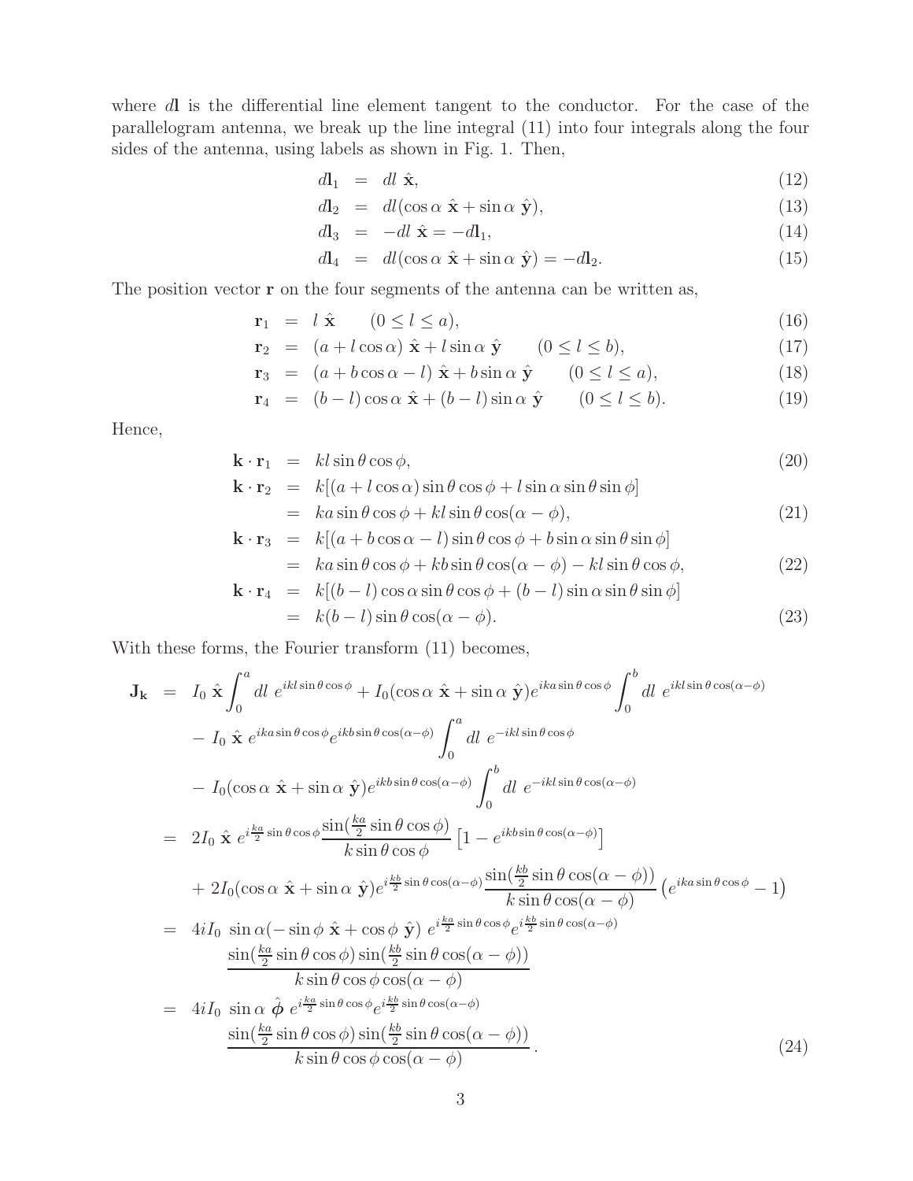where $d\mathbf{l}$ is the differential line element tangent to the conductor. For the case of the parallelogram antenna, we break up the line integral (11) into four integrals along the four sides of the antenna, using labels as shown in Fig. 1. Then,

$$
\begin{aligned}
d\mathbf{l}_1 &= dl\ \hat{\mathbf{x}}, && (12)\\
d\mathbf{l}_2 &= dl(\cos\alpha\ \hat{\mathbf{x}} + \sin\alpha\ \hat{\mathbf{y}}), && (13)\\
d\mathbf{l}_3 &= -dl\ \hat{\mathbf{x}} = -d\mathbf{l}_1, && (14)\\
d\mathbf{l}_4 &= dl(\cos\alpha\ \hat{\mathbf{x}} + \sin\alpha\ \hat{\mathbf{y}}) = -d\mathbf{l}_2. && (15)
\end{aligned}
$$

The position vector $\mathbf{r}$ on the four segments of the antenna can be written as,

$$
\begin{aligned}
\mathbf{r}_1 &= l\ \hat{\mathbf{x}} \qquad (0 \le l \le a), && (16)\\
\mathbf{r}_2 &= (a + l\cos\alpha)\ \hat{\mathbf{x}} + l\sin\alpha\ \hat{\mathbf{y}} \qquad (0 \le l \le b), && (17)\\
\mathbf{r}_3 &= (a + b\cos\alpha - l)\ \hat{\mathbf{x}} + b\sin\alpha\ \hat{\mathbf{y}} \qquad (0 \le l \le a), && (18)\\
\mathbf{r}_4 &= (b - l)\cos\alpha\ \hat{\mathbf{x}} + (b - l)\sin\alpha\ \hat{\mathbf{y}} \qquad (0 \le l \le b). && (19)
\end{aligned}
$$

Hence,

$$
\begin{aligned}
\mathbf{k}\cdot\mathbf{r}_1 &= kl\sin\theta\cos\phi, && (20)\\
\mathbf{k}\cdot\mathbf{r}_2 &= k[(a + l\cos\alpha)\sin\theta\cos\phi + l\sin\alpha\sin\theta\sin\phi]\\
&= ka\sin\theta\cos\phi + kl\sin\theta\cos(\alpha - \phi), && (21)\\
\mathbf{k}\cdot\mathbf{r}_3 &= k[(a + b\cos\alpha - l)\sin\theta\cos\phi + b\sin\alpha\sin\theta\sin\phi]\\
&= ka\sin\theta\cos\phi + kb\sin\theta\cos(\alpha - \phi) - kl\sin\theta\cos\phi, && (22)\\
\mathbf{k}\cdot\mathbf{r}_4 &= k[(b - l)\cos\alpha\sin\theta\cos\phi + (b - l)\sin\alpha\sin\theta\sin\phi]\\
&= k(b - l)\sin\theta\cos(\alpha - \phi). && (23)
\end{aligned}
$$

With these forms, the Fourier transform (11) becomes,

$$
\begin{aligned}
\mathbf{J}_\mathbf{k} &= I_0\ \hat{\mathbf{x}} \int_0^a dl\ e^{ikl\sin\theta\cos\phi} + I_0(\cos\alpha\ \hat{\mathbf{x}} + \sin\alpha\ \hat{\mathbf{y}}) e^{ika\sin\theta\cos\phi} \int_0^b dl\ e^{ikl\sin\theta\cos(\alpha-\phi)}\\
&\quad - I_0\ \hat{\mathbf{x}}\ e^{ika\sin\theta\cos\phi} e^{ikb\sin\theta\cos(\alpha-\phi)} \int_0^a dl\ e^{-ikl\sin\theta\cos\phi}\\
&\quad - I_0(\cos\alpha\ \hat{\mathbf{x}} + \sin\alpha\ \hat{\mathbf{y}}) e^{ikb\sin\theta\cos(\alpha-\phi)} \int_0^b dl\ e^{-ikl\sin\theta\cos(\alpha-\phi)}\\
&= 2I_0\ \hat{\mathbf{x}}\ e^{i\frac{ka}{2}\sin\theta\cos\phi} \frac{\sin(\frac{ka}{2}\sin\theta\cos\phi)}{k\sin\theta\cos\phi} \left[1 - e^{ikb\sin\theta\cos(\alpha-\phi)}\right]\\
&\quad + 2I_0(\cos\alpha\ \hat{\mathbf{x}} + \sin\alpha\ \hat{\mathbf{y}}) e^{i\frac{kb}{2}\sin\theta\cos(\alpha-\phi)} \frac{\sin(\frac{kb}{2}\sin\theta\cos(\alpha-\phi))}{k\sin\theta\cos(\alpha-\phi)} \left(e^{ika\sin\theta\cos\phi} - 1\right)\\
&= 4iI_0\ \sin\alpha(-\sin\phi\ \hat{\mathbf{x}} + \cos\phi\ \hat{\mathbf{y}})\ e^{i\frac{ka}{2}\sin\theta\cos\phi} e^{i\frac{kb}{2}\sin\theta\cos(\alpha-\phi)}\\
&\qquad \frac{\sin(\frac{ka}{2}\sin\theta\cos\phi)\sin(\frac{kb}{2}\sin\theta\cos(\alpha-\phi))}{k\sin\theta\cos\phi\cos(\alpha-\phi)}\\
&= 4iI_0\ \sin\alpha\ \hat{\boldsymbol{\phi}}\ e^{i\frac{ka}{2}\sin\theta\cos\phi} e^{i\frac{kb}{2}\sin\theta\cos(\alpha-\phi)}\\
&\qquad \frac{\sin(\frac{ka}{2}\sin\theta\cos\phi)\sin(\frac{kb}{2}\sin\theta\cos(\alpha-\phi))}{k\sin\theta\cos\phi\cos(\alpha-\phi)}. && (24)
\end{aligned}
$$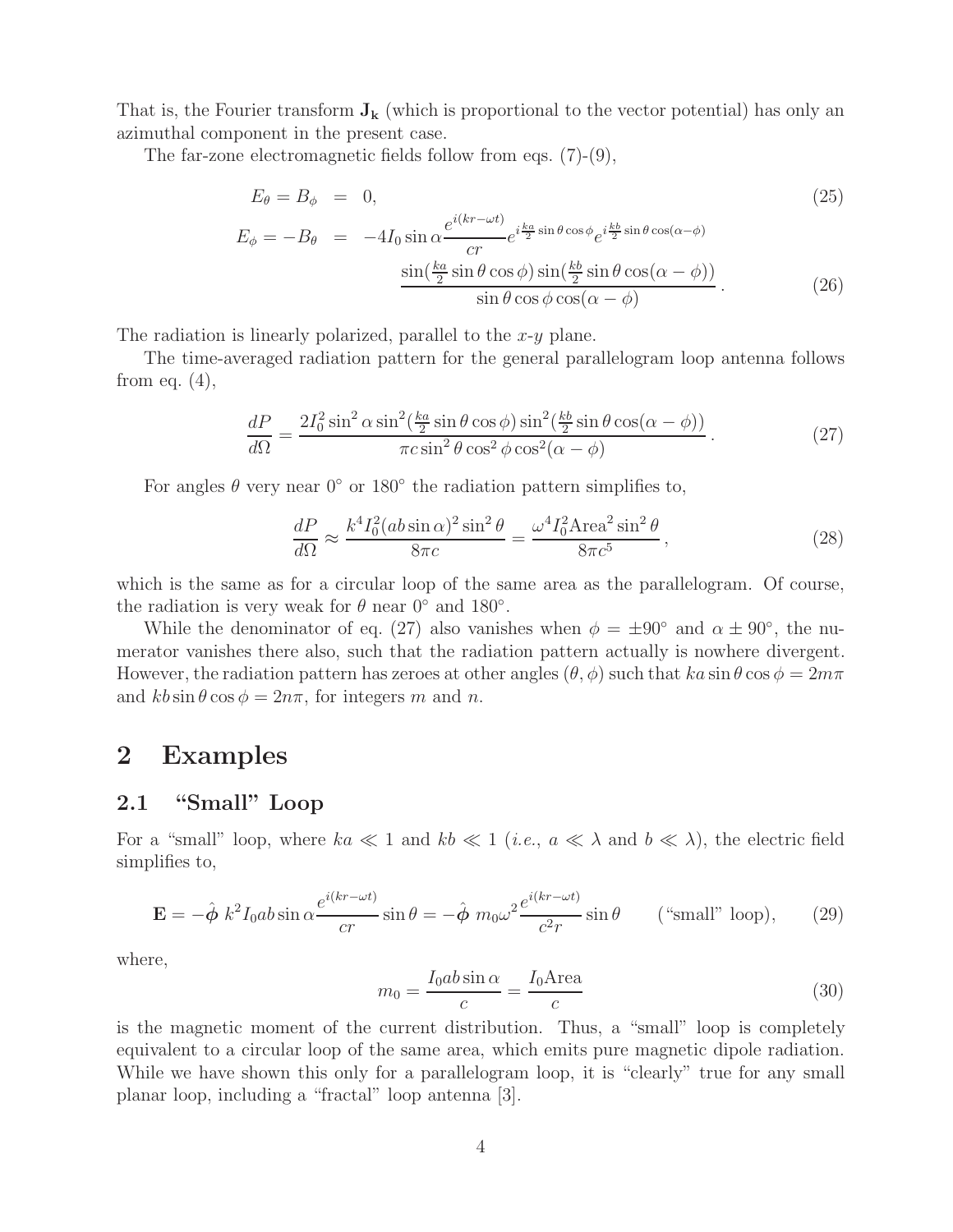That is, the Fourier transform $\mathbf{J_k}$ (which is proportional to the vector potential) has only an azimuthal component in the present case.

The far-zone electromagnetic fields follow from eqs. (7)-(9),

$$E_\theta = B_\phi = 0, \tag{25}$$

$$E_\phi = -B_\theta = -4I_0 \sin\alpha \frac{e^{i(kr-\omega t)}}{cr} e^{i\frac{ka}{2}\sin\theta\cos\phi} e^{i\frac{kb}{2}\sin\theta\cos(\alpha-\phi)} \frac{\sin(\frac{ka}{2}\sin\theta\cos\phi)\sin(\frac{kb}{2}\sin\theta\cos(\alpha-\phi))}{\sin\theta\cos\phi\cos(\alpha-\phi)}. \tag{26}$$

The radiation is linearly polarized, parallel to the $x$-$y$ plane.

The time-averaged radiation pattern for the general parallelogram loop antenna follows from eq. (4),

$$\frac{dP}{d\Omega} = \frac{2I_0^2 \sin^2\alpha \sin^2(\frac{ka}{2}\sin\theta\cos\phi)\sin^2(\frac{kb}{2}\sin\theta\cos(\alpha-\phi))}{\pi c \sin^2\theta\cos^2\phi\cos^2(\alpha-\phi)}. \tag{27}$$

For angles $\theta$ very near $0^\circ$ or $180^\circ$ the radiation pattern simplifies to,

$$\frac{dP}{d\Omega} \approx \frac{k^4 I_0^2 (ab\sin\alpha)^2 \sin^2\theta}{8\pi c} = \frac{\omega^4 I_0^2 \text{Area}^2 \sin^2\theta}{8\pi c^5}, \tag{28}$$

which is the same as for a circular loop of the same area as the parallelogram. Of course, the radiation is very weak for $\theta$ near $0^\circ$ and $180^\circ$.

While the denominator of eq. (27) also vanishes when $\phi = \pm 90^\circ$ and $\alpha \pm 90^\circ$, the numerator vanishes there also, such that the radiation pattern actually is nowhere divergent. However, the radiation pattern has zeroes at other angles $(\theta, \phi)$ such that $ka\sin\theta\cos\phi = 2m\pi$ and $kb\sin\theta\cos\phi = 2n\pi$, for integers $m$ and $n$.

# 2 Examples

## 2.1 "Small" Loop

For a "small" loop, where $ka \ll 1$ and $kb \ll 1$ (*i.e.*, $a \ll \lambda$ and $b \ll \lambda$), the electric field simplifies to,

$$\mathbf{E} = -\hat{\boldsymbol{\phi}}\ k^2 I_0 ab \sin\alpha \frac{e^{i(kr-\omega t)}}{cr}\sin\theta = -\hat{\boldsymbol{\phi}}\ m_0 \omega^2 \frac{e^{i(kr-\omega t)}}{c^2 r}\sin\theta \qquad (\text{"small" loop}), \tag{29}$$

where,

$$m_0 = \frac{I_0 ab\sin\alpha}{c} = \frac{I_0 \text{Area}}{c} \tag{30}$$

is the magnetic moment of the current distribution. Thus, a "small" loop is completely equivalent to a circular loop of the same area, which emits pure magnetic dipole radiation. While we have shown this only for a parallelogram loop, it is "clearly" true for any small planar loop, including a "fractal" loop antenna [3].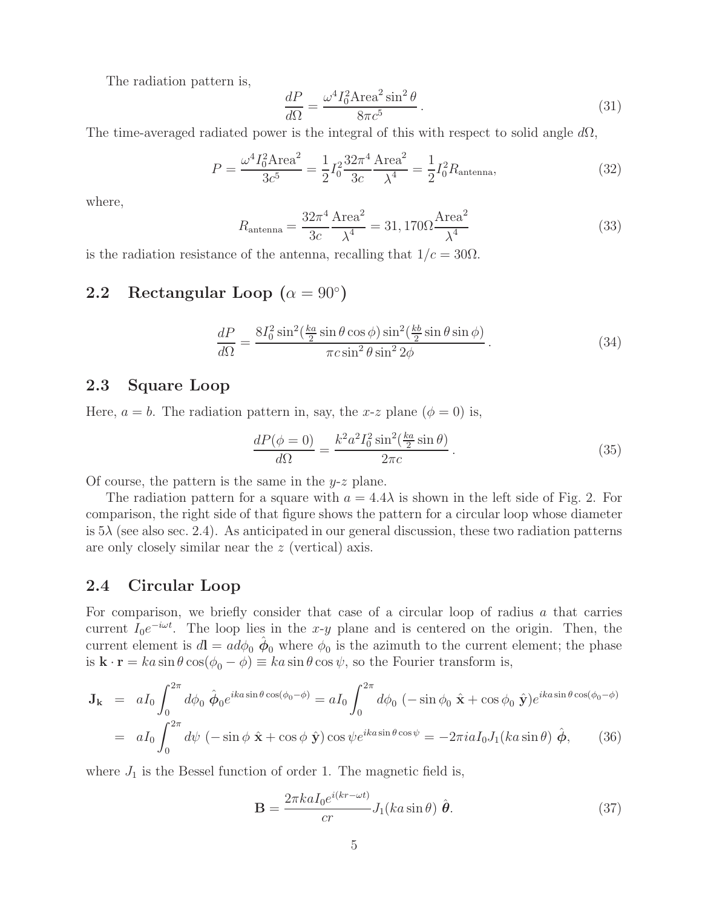The radiation pattern is,

$$\frac{dP}{d\Omega} = \frac{\omega^4 I_0^2 \text{Area}^2 \sin^2\theta}{8\pi c^5}. \tag{31}$$

The time-averaged radiated power is the integral of this with respect to solid angle $d\Omega$,

$$P = \frac{\omega^4 I_0^2 \text{Area}^2}{3c^5} = \frac{1}{2} I_0^2 \frac{32\pi^4}{3c} \frac{\text{Area}^2}{\lambda^4} = \frac{1}{2} I_0^2 R_{\text{antenna}}, \tag{32}$$

where,

$$R_{\text{antenna}} = \frac{32\pi^4}{3c} \frac{\text{Area}^2}{\lambda^4} = 31,170\Omega \frac{\text{Area}^2}{\lambda^4} \tag{33}$$

is the radiation resistance of the antenna, recalling that $1/c = 30\Omega$.

## 2.2 Rectangular Loop ($\alpha = 90^\circ$)

$$\frac{dP}{d\Omega} = \frac{8 I_0^2 \sin^2(\frac{ka}{2}\sin\theta\cos\phi)\sin^2(\frac{kb}{2}\sin\theta\sin\phi)}{\pi c \sin^2\theta \sin^2 2\phi}. \tag{34}$$

## 2.3 Square Loop

Here, $a = b$. The radiation pattern in, say, the $x$-$z$ plane ($\phi = 0$) is,

$$\frac{dP(\phi = 0)}{d\Omega} = \frac{k^2 a^2 I_0^2 \sin^2(\frac{ka}{2}\sin\theta)}{2\pi c}. \tag{35}$$

Of course, the pattern is the same in the $y$-$z$ plane.

The radiation pattern for a square with $a = 4.4\lambda$ is shown in the left side of Fig. 2. For comparison, the right side of that figure shows the pattern for a circular loop whose diameter is $5\lambda$ (see also sec. 2.4). As anticipated in our general discussion, these two radiation patterns are only closely similar near the $z$ (vertical) axis.

## 2.4 Circular Loop

For comparison, we briefly consider that case of a circular loop of radius $a$ that carries current $I_0 e^{-i\omega t}$. The loop lies in the $x$-$y$ plane and is centered on the origin. Then, the current element is $d\mathbf{l} = a d\phi_0\ \hat{\boldsymbol{\phi}}_0$ where $\phi_0$ is the azimuth to the current element; the phase is $\mathbf{k}\cdot\mathbf{r} = ka\sin\theta\cos(\phi_0 - \phi) \equiv ka\sin\theta\cos\psi$, so the Fourier transform is,

$$\begin{aligned}
\mathbf{J_k} &= a I_0 \int_0^{2\pi} d\phi_0\ \hat{\boldsymbol{\phi}}_0 e^{ika\sin\theta\cos(\phi_0-\phi)} = a I_0 \int_0^{2\pi} d\phi_0\ (-\sin\phi_0\ \hat{\mathbf{x}} + \cos\phi_0\ \hat{\mathbf{y}}) e^{ika\sin\theta\cos(\phi_0-\phi)} \\
&= a I_0 \int_0^{2\pi} d\psi\ (-\sin\phi\ \hat{\mathbf{x}} + \cos\phi\ \hat{\mathbf{y}})\cos\psi\, e^{ika\sin\theta\cos\psi} = -2\pi i a I_0 J_1(ka\sin\theta)\ \hat{\boldsymbol{\phi}},
\end{aligned} \tag{36}$$

where $J_1$ is the Bessel function of order 1. The magnetic field is,

$$\mathbf{B} = \frac{2\pi k a I_0 e^{i(kr-\omega t)}}{cr} J_1(ka\sin\theta)\ \hat{\boldsymbol{\theta}}. \tag{37}$$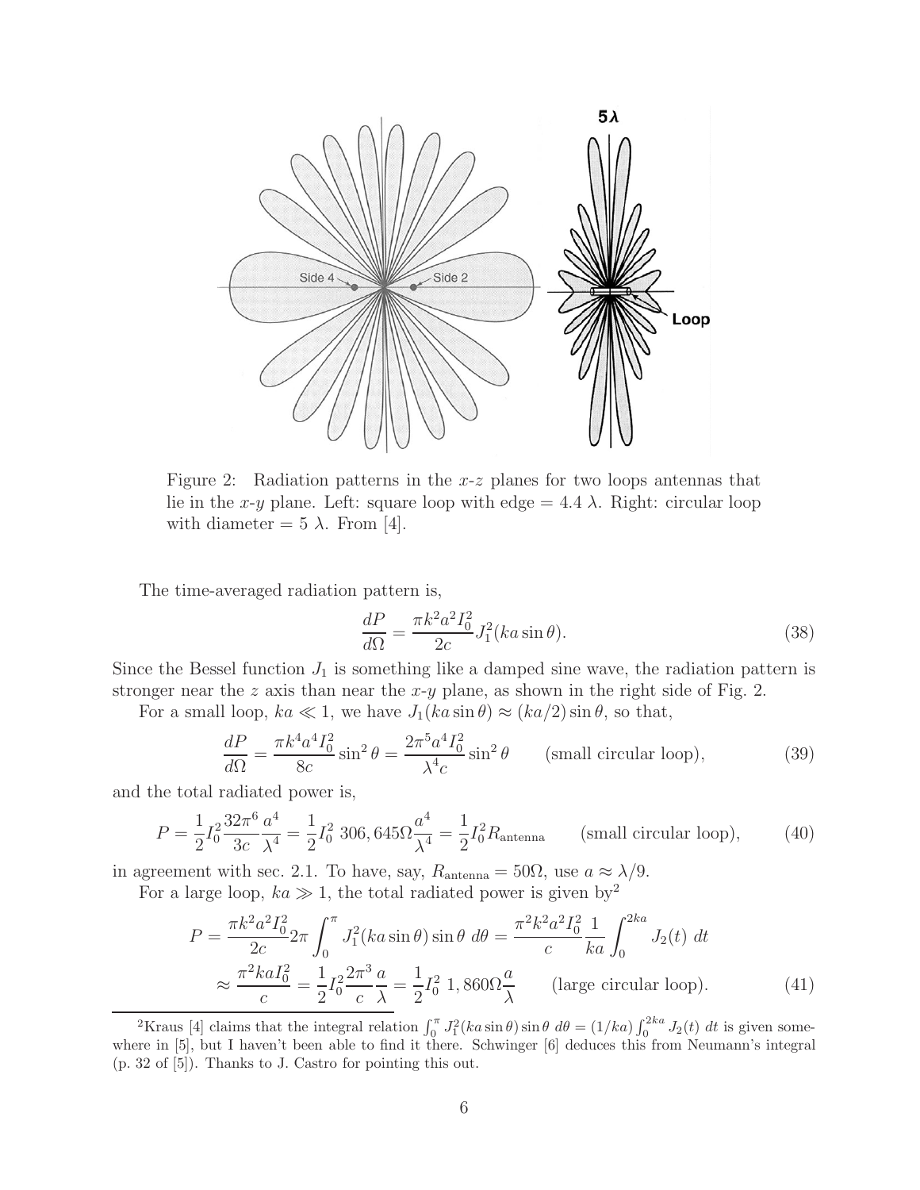Figure 2: Radiation patterns in the $x$-$z$ planes for two loops antennas that lie in the $x$-$y$ plane. Left: square loop with edge = 4.4 $\lambda$. Right: circular loop with diameter = 5 $\lambda$. From [4].

The time-averaged radiation pattern is,

$$\frac{dP}{d\Omega} = \frac{\pi k^2 a^2 I_0^2}{2c} J_1^2(ka \sin\theta). \tag{38}$$

Since the Bessel function $J_1$ is something like a damped sine wave, the radiation pattern is stronger near the $z$ axis than near the $x$-$y$ plane, as shown in the right side of Fig. 2.

For a small loop, $ka \ll 1$, we have $J_1(ka\sin\theta) \approx (ka/2)\sin\theta$, so that,

$$\frac{dP}{d\Omega} = \frac{\pi k^4 a^4 I_0^2}{8c} \sin^2\theta = \frac{2\pi^5 a^4 I_0^2}{\lambda^4 c} \sin^2\theta \qquad \text{(small circular loop)}, \tag{39}$$

and the total radiated power is,

$$P = \frac{1}{2} I_0^2 \frac{32\pi^6}{3c} \frac{a^4}{\lambda^4} = \frac{1}{2} I_0^2 \ 306,645\Omega \frac{a^4}{\lambda^4} = \frac{1}{2} I_0^2 R_{\text{antenna}} \qquad \text{(small circular loop)}, \tag{40}$$

in agreement with sec. 2.1. To have, say, $R_{\text{antenna}} = 50\Omega$, use $a \approx \lambda/9$.

For a large loop, $ka \gg 1$, the total radiated power is given by[2]

$$\begin{aligned} P &= \frac{\pi k^2 a^2 I_0^2}{2c} 2\pi \int_0^\pi J_1^2(ka\sin\theta)\sin\theta \ d\theta = \frac{\pi^2 k^2 a^2 I_0^2}{c} \frac{1}{ka} \int_0^{2ka} J_2(t) \ dt \\ &\approx \frac{\pi^2 ka I_0^2}{c} = \frac{1}{2} I_0^2 \frac{2\pi^3}{c} \frac{a}{\lambda} = \frac{1}{2} I_0^2 \ 1,860\Omega \frac{a}{\lambda} \qquad \text{(large circular loop)}. \end{aligned} \tag{41}$$

[2]Kraus [4] claims that the integral relation $\int_0^\pi J_1^2(ka\sin\theta)\sin\theta \ d\theta = (1/ka)\int_0^{2ka} J_2(t) \ dt$ is given somewhere in [5], but I haven't been able to find it there. Schwinger [6] deduces this from Neumann's integral (p. 32 of [5]). Thanks to J. Castro for pointing this out.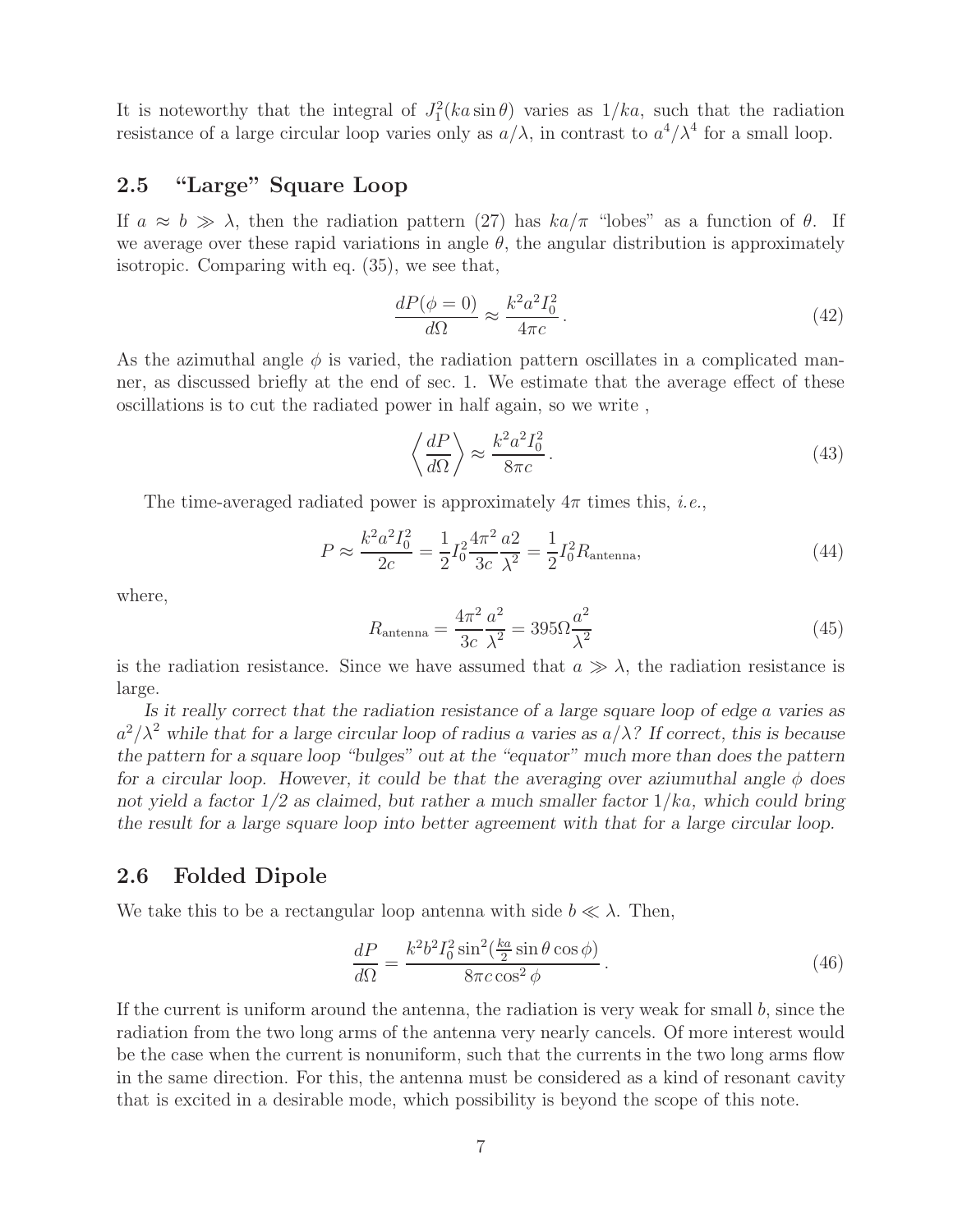It is noteworthy that the integral of $J_1^2(ka \sin\theta)$ varies as $1/ka$, such that the radiation resistance of a large circular loop varies only as $a/\lambda$, in contrast to $a^4/\lambda^4$ for a small loop.

## 2.5 "Large" Square Loop

If $a \approx b \gg \lambda$, then the radiation pattern (27) has $ka/\pi$ "lobes" as a function of $\theta$. If we average over these rapid variations in angle $\theta$, the angular distribution is approximately isotropic. Comparing with eq. (35), we see that,

$$\frac{dP(\phi = 0)}{d\Omega} \approx \frac{k^2 a^2 I_0^2}{4\pi c}. \tag{42}$$

As the azimuthal angle $\phi$ is varied, the radiation pattern oscillates in a complicated manner, as discussed briefly at the end of sec. 1. We estimate that the average effect of these oscillations is to cut the radiated power in half again, so we write ,

$$\left\langle \frac{dP}{d\Omega} \right\rangle \approx \frac{k^2 a^2 I_0^2}{8\pi c}. \tag{43}$$

The time-averaged radiated power is approximately $4\pi$ times this, *i.e.*,

$$P \approx \frac{k^2 a^2 I_0^2}{2c} = \frac{1}{2} I_0^2 \frac{4\pi^2}{3c} \frac{a2}{\lambda^2} = \frac{1}{2} I_0^2 R_{\text{antenna}}, \tag{44}$$

where,

$$R_{\text{antenna}} = \frac{4\pi^2}{3c} \frac{a^2}{\lambda^2} = 395\Omega \frac{a^2}{\lambda^2} \tag{45}$$

is the radiation resistance. Since we have assumed that $a \gg \lambda$, the radiation resistance is large.

*Is it really correct that the radiation resistance of a large square loop of edge $a$ varies as $a^2/\lambda^2$ while that for a large circular loop of radius $a$ varies as $a/\lambda$? If correct, this is because the pattern for a square loop "bulges" out at the "equator" much more than does the pattern for a circular loop. However, it could be that the averaging over aziumuthal angle $\phi$ does not yield a factor 1/2 as claimed, but rather a much smaller factor $1/ka$, which could bring the result for a large square loop into better agreement with that for a large circular loop.*

## 2.6 Folded Dipole

We take this to be a rectangular loop antenna with side $b \ll \lambda$. Then,

$$\frac{dP}{d\Omega} = \frac{k^2 b^2 I_0^2 \sin^2(\frac{ka}{2} \sin\theta \cos\phi)}{8\pi c \cos^2\phi}. \tag{46}$$

If the current is uniform around the antenna, the radiation is very weak for small $b$, since the radiation from the two long arms of the antenna very nearly cancels. Of more interest would be the case when the current is nonuniform, such that the currents in the two long arms flow in the same direction. For this, the antenna must be considered as a kind of resonant cavity that is excited in a desirable mode, which possibility is beyond the scope of this note.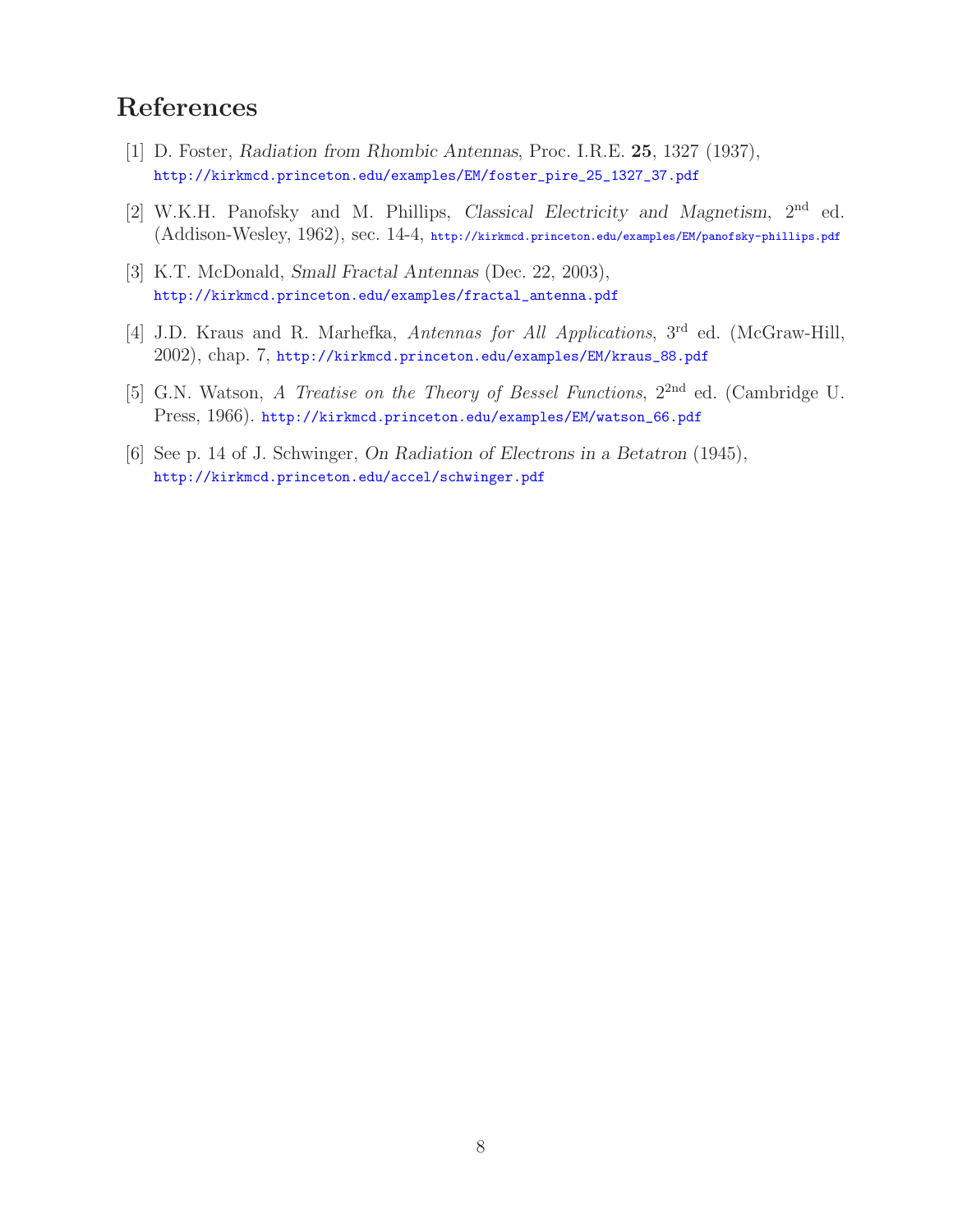# References

[1] D. Foster, *Radiation from Rhombic Antennas*, Proc. I.R.E. **25**, 1327 (1937), http://kirkmcd.princeton.edu/examples/EM/foster_pire_25_1327_37.pdf

[2] W.K.H. Panofsky and M. Phillips, *Classical Electricity and Magnetism*, 2nd ed. (Addison-Wesley, 1962), sec. 14-4, http://kirkmcd.princeton.edu/examples/EM/panofsky-phillips.pdf

[3] K.T. McDonald, *Small Fractal Antennas* (Dec. 22, 2003), http://kirkmcd.princeton.edu/examples/fractal_antenna.pdf

[4] J.D. Kraus and R. Marhefka, *Antennas for All Applications*, 3rd ed. (McGraw-Hill, 2002), chap. 7, http://kirkmcd.princeton.edu/examples/EM/kraus_88.pdf

[5] G.N. Watson, *A Treatise on the Theory of Bessel Functions*, 22nd ed. (Cambridge U. Press, 1966). http://kirkmcd.princeton.edu/examples/EM/watson_66.pdf

[6] See p. 14 of J. Schwinger, *On Radiation of Electrons in a Betatron* (1945), http://kirkmcd.princeton.edu/accel/schwinger.pdf